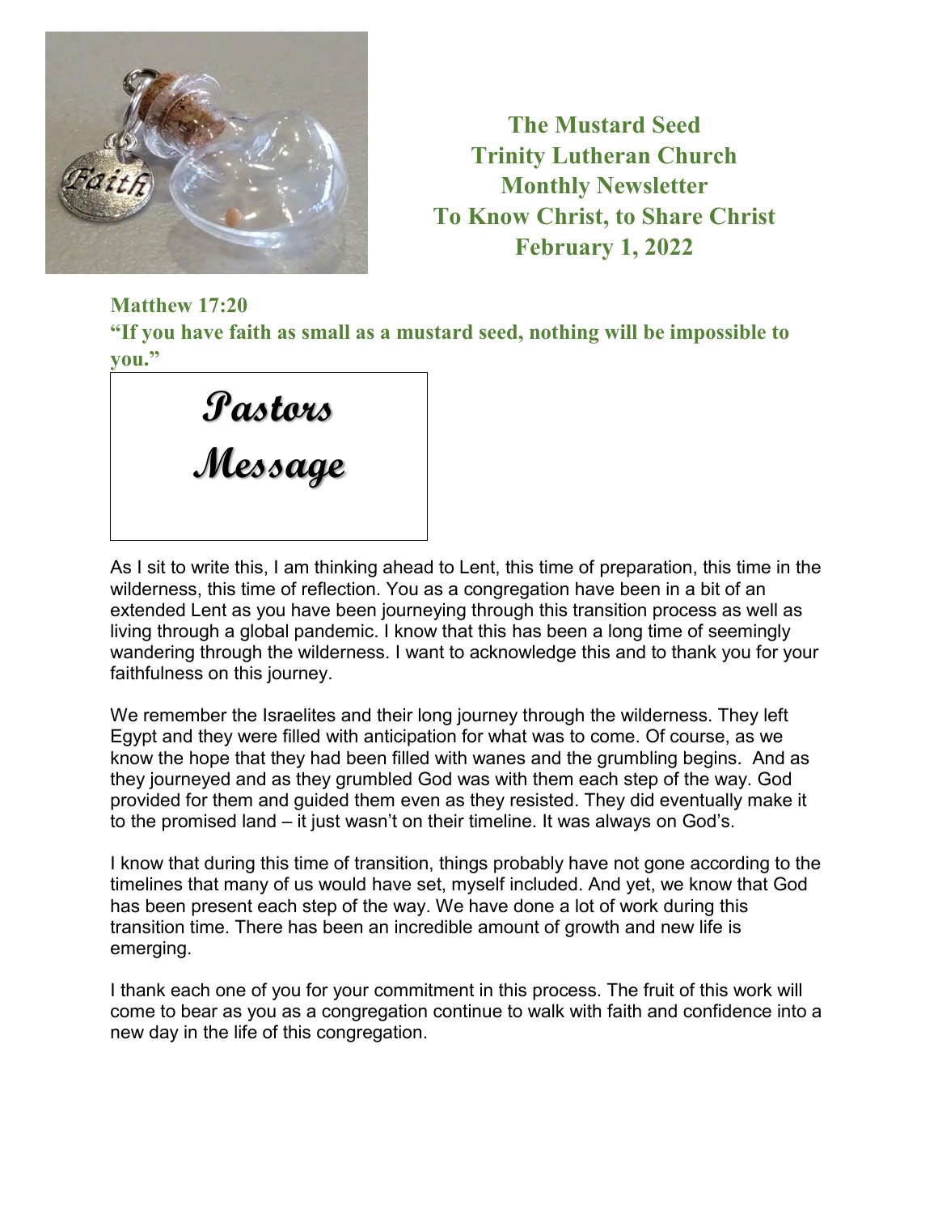# The Mustard Seed
## Trinity Lutheran Church
## Monthly Newsletter
## To Know Christ, to Share Christ
## February 1, 2022

**Matthew 17:20**
**"If you have faith as small as a mustard seed, nothing will be impossible to you."**

## Pastors Message

As I sit to write this, I am thinking ahead to Lent, this time of preparation, this time in the wilderness, this time of reflection. You as a congregation have been in a bit of an extended Lent as you have been journeying through this transition process as well as living through a global pandemic. I know that this has been a long time of seemingly wandering through the wilderness. I want to acknowledge this and to thank you for your faithfulness on this journey.

We remember the Israelites and their long journey through the wilderness. They left Egypt and they were filled with anticipation for what was to come. Of course, as we know the hope that they had been filled with wanes and the grumbling begins. And as they journeyed and as they grumbled God was with them each step of the way. God provided for them and guided them even as they resisted. They did eventually make it to the promised land – it just wasn't on their timeline. It was always on God's.

I know that during this time of transition, things probably have not gone according to the timelines that many of us would have set, myself included. And yet, we know that God has been present each step of the way. We have done a lot of work during this transition time. There has been an incredible amount of growth and new life is emerging.

I thank each one of you for your commitment in this process. The fruit of this work will come to bear as you as a congregation continue to walk with faith and confidence into a new day in the life of this congregation.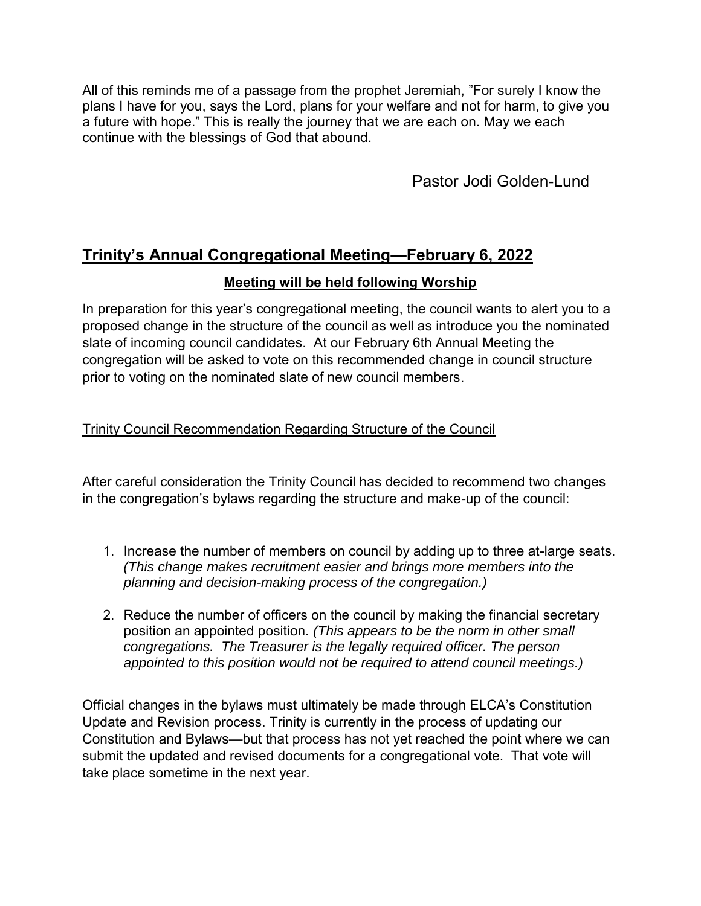All of this reminds me of a passage from the prophet Jeremiah, "For surely I know the plans I have for you, says the Lord, plans for your welfare and not for harm, to give you a future with hope." This is really the journey that we are each on. May we each continue with the blessings of God that abound.

Pastor Jodi Golden-Lund

## Trinity's Annual Congregational Meeting—February 6, 2022

**Meeting will be held following Worship**

In preparation for this year's congregational meeting, the council wants to alert you to a proposed change in the structure of the council as well as introduce you the nominated slate of incoming council candidates. At our February 6th Annual Meeting the congregation will be asked to vote on this recommended change in council structure prior to voting on the nominated slate of new council members.

Trinity Council Recommendation Regarding Structure of the Council

After careful consideration the Trinity Council has decided to recommend two changes in the congregation's bylaws regarding the structure and make-up of the council:

1. Increase the number of members on council by adding up to three at-large seats. *(This change makes recruitment easier and brings more members into the planning and decision-making process of the congregation.)*

2. Reduce the number of officers on the council by making the financial secretary position an appointed position. *(This appears to be the norm in other small congregations. The Treasurer is the legally required officer. The person appointed to this position would not be required to attend council meetings.)*

Official changes in the bylaws must ultimately be made through ELCA's Constitution Update and Revision process. Trinity is currently in the process of updating our Constitution and Bylaws—but that process has not yet reached the point where we can submit the updated and revised documents for a congregational vote. That vote will take place sometime in the next year.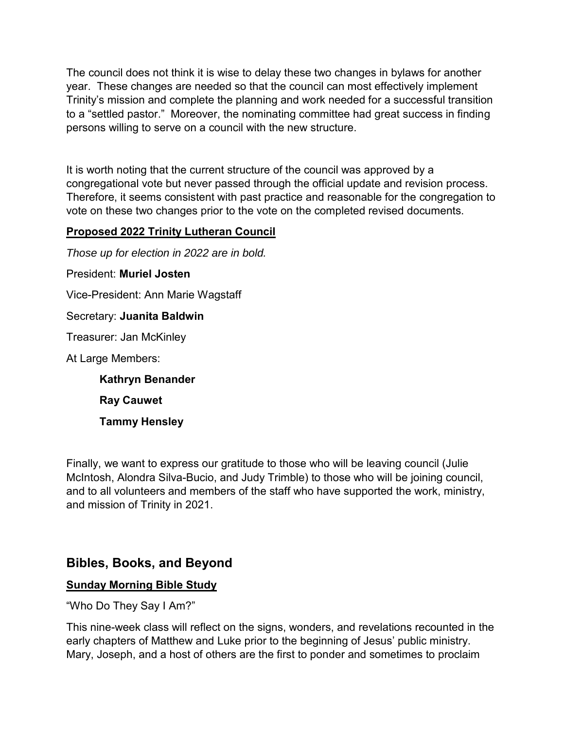The council does not think it is wise to delay these two changes in bylaws for another year. These changes are needed so that the council can most effectively implement Trinity's mission and complete the planning and work needed for a successful transition to a "settled pastor." Moreover, the nominating committee had great success in finding persons willing to serve on a council with the new structure.

It is worth noting that the current structure of the council was approved by a congregational vote but never passed through the official update and revision process. Therefore, it seems consistent with past practice and reasonable for the congregation to vote on these two changes prior to the vote on the completed revised documents.

**Proposed 2022 Trinity Lutheran Council**

*Those up for election in 2022 are in bold.*

President: **Muriel Josten**

Vice-President: Ann Marie Wagstaff

Secretary: **Juanita Baldwin**

Treasurer: Jan McKinley

At Large Members:

- **Kathryn Benander**
- **Ray Cauwet**
- **Tammy Hensley**

Finally, we want to express our gratitude to those who will be leaving council (Julie McIntosh, Alondra Silva-Bucio, and Judy Trimble) to those who will be joining council, and to all volunteers and members of the staff who have supported the work, ministry, and mission of Trinity in 2021.

## Bibles, Books, and Beyond

**Sunday Morning Bible Study**

"Who Do They Say I Am?"

This nine-week class will reflect on the signs, wonders, and revelations recounted in the early chapters of Matthew and Luke prior to the beginning of Jesus' public ministry. Mary, Joseph, and a host of others are the first to ponder and sometimes to proclaim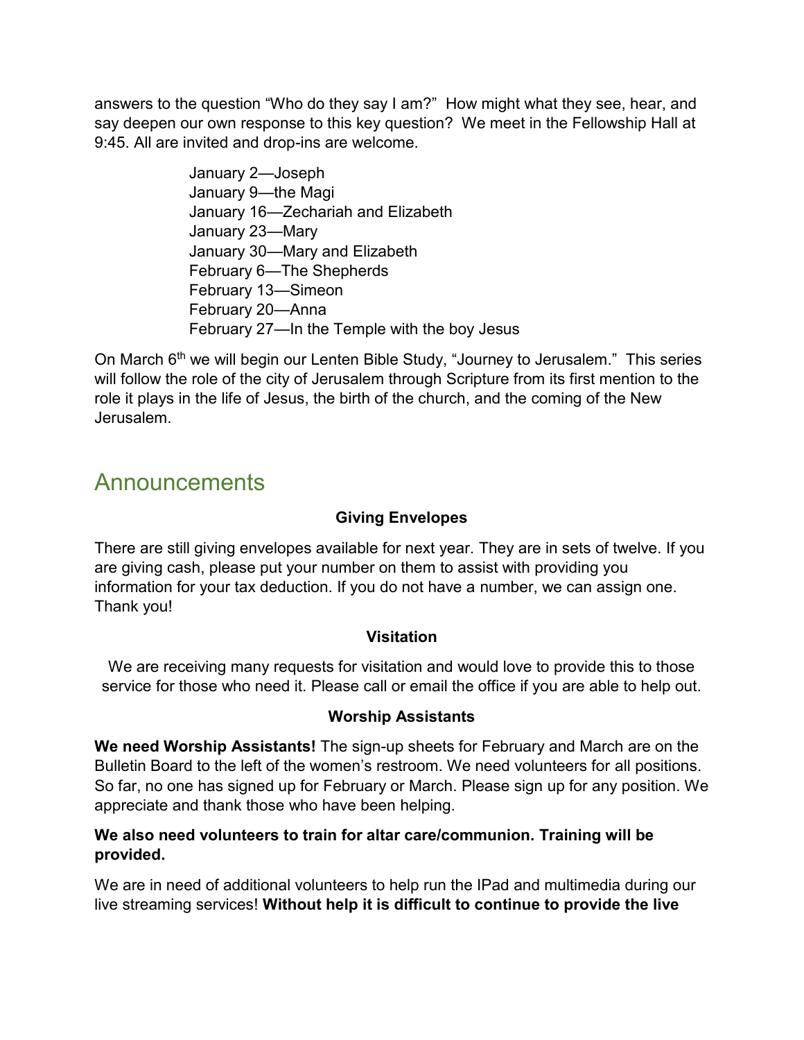answers to the question "Who do they say I am?" How might what they see, hear, and say deepen our own response to this key question? We meet in the Fellowship Hall at 9:45. All are invited and drop-ins are welcome.

January 2—Joseph
January 9—the Magi
January 16—Zechariah and Elizabeth
January 23—Mary
January 30—Mary and Elizabeth
February 6—The Shepherds
February 13—Simeon
February 20—Anna
February 27—In the Temple with the boy Jesus

On March 6th we will begin our Lenten Bible Study, "Journey to Jerusalem." This series will follow the role of the city of Jerusalem through Scripture from its first mention to the role it plays in the life of Jesus, the birth of the church, and the coming of the New Jerusalem.

## Announcements

**Giving Envelopes**

There are still giving envelopes available for next year. They are in sets of twelve. If you are giving cash, please put your number on them to assist with providing you information for your tax deduction. If you do not have a number, we can assign one. Thank you!

**Visitation**

We are receiving many requests for visitation and would love to provide this to those service for those who need it. Please call or email the office if you are able to help out.

**Worship Assistants**

**We need Worship Assistants!** The sign-up sheets for February and March are on the Bulletin Board to the left of the women's restroom. We need volunteers for all positions. So far, no one has signed up for February or March. Please sign up for any position. We appreciate and thank those who have been helping.

**We also need volunteers to train for altar care/communion. Training will be provided.**

We are in need of additional volunteers to help run the IPad and multimedia during our live streaming services! **Without help it is difficult to continue to provide the live**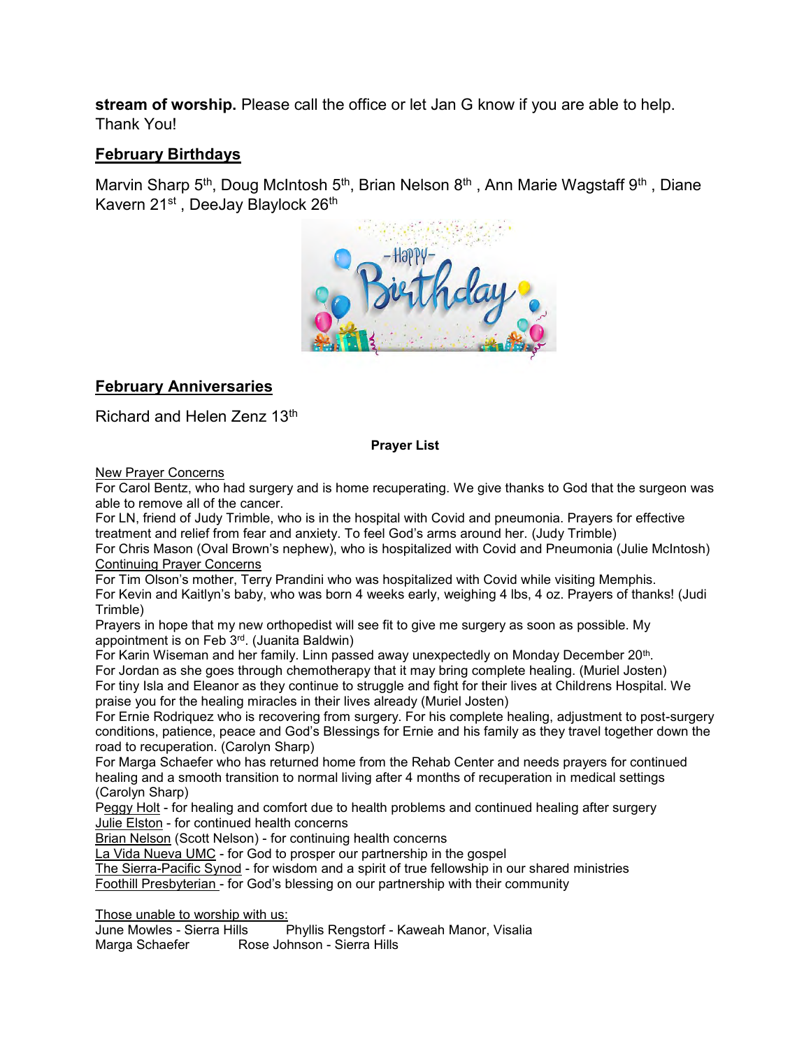**stream of worship.** Please call the office or let Jan G know if you are able to help. Thank You!

## February Birthdays

Marvin Sharp 5th, Doug McIntosh 5th, Brian Nelson 8th , Ann Marie Wagstaff 9th , Diane Kavern 21st , DeeJay Blaylock 26th

## February Anniversaries

Richard and Helen Zenz 13th

**Prayer List**

New Prayer Concerns

For Carol Bentz, who had surgery and is home recuperating. We give thanks to God that the surgeon was able to remove all of the cancer.

For LN, friend of Judy Trimble, who is in the hospital with Covid and pneumonia. Prayers for effective treatment and relief from fear and anxiety. To feel God's arms around her. (Judy Trimble)

For Chris Mason (Oval Brown's nephew), who is hospitalized with Covid and Pneumonia (Julie McIntosh)

Continuing Prayer Concerns

For Tim Olson's mother, Terry Prandini who was hospitalized with Covid while visiting Memphis.

For Kevin and Kaitlyn's baby, who was born 4 weeks early, weighing 4 lbs, 4 oz. Prayers of thanks! (Judi Trimble)

Prayers in hope that my new orthopedist will see fit to give me surgery as soon as possible. My appointment is on Feb 3rd. (Juanita Baldwin)

For Karin Wiseman and her family. Linn passed away unexpectedly on Monday December 20th.

For Jordan as she goes through chemotherapy that it may bring complete healing. (Muriel Josten)

For tiny Isla and Eleanor as they continue to struggle and fight for their lives at Childrens Hospital. We praise you for the healing miracles in their lives already (Muriel Josten)

For Ernie Rodriquez who is recovering from surgery. For his complete healing, adjustment to post-surgery conditions, patience, peace and God's Blessings for Ernie and his family as they travel together down the road to recuperation. (Carolyn Sharp)

For Marga Schaefer who has returned home from the Rehab Center and needs prayers for continued healing and a smooth transition to normal living after 4 months of recuperation in medical settings (Carolyn Sharp)

Peggy Holt - for healing and comfort due to health problems and continued healing after surgery

Julie Elston - for continued health concerns

Brian Nelson (Scott Nelson) - for continuing health concerns

La Vida Nueva UMC - for God to prosper our partnership in the gospel

The Sierra-Pacific Synod - for wisdom and a spirit of true fellowship in our shared ministries

Foothill Presbyterian - for God's blessing on our partnership with their community

Those unable to worship with us:

June Mowles - Sierra Hills

Phyllis Rengstorf - Kaweah Manor, Visalia

Marga Schaefer

Rose Johnson - Sierra Hills